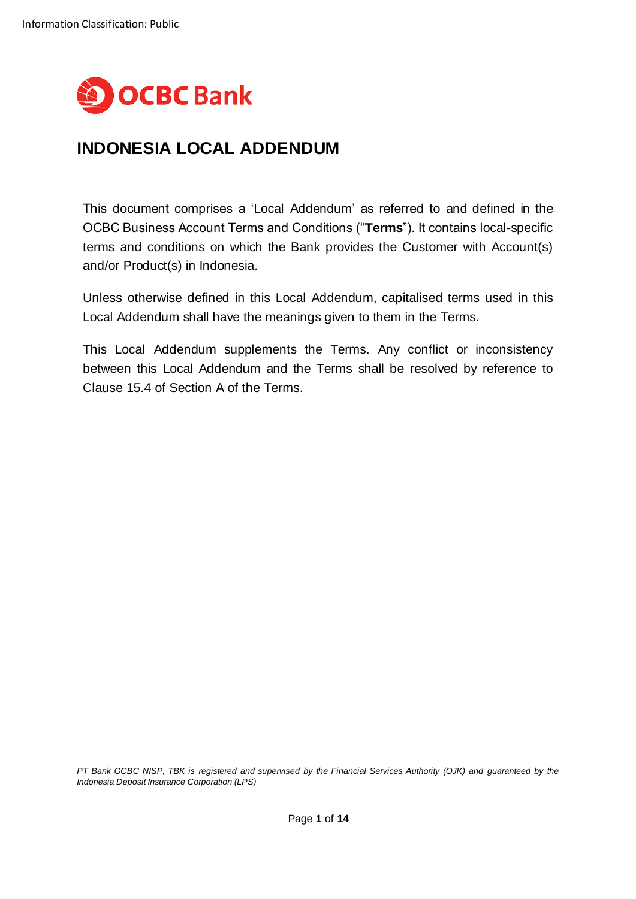Information Classification: Public

OCBC Bank

# INDONESIA LOCAL ADDENDUM

This document comprises a 'Local Addendum' as referred to and defined in the OCBC Business Account Terms and Conditions ("**Terms**"). It contains local-specific terms and conditions on which the Bank provides the Customer with Account(s) and/or Product(s) in Indonesia.

Unless otherwise defined in this Local Addendum, capitalised terms used in this Local Addendum shall have the meanings given to them in the Terms.

This Local Addendum supplements the Terms. Any conflict or inconsistency between this Local Addendum and the Terms shall be resolved by reference to Clause 15.4 of Section A of the Terms.

*PT Bank OCBC NISP, TBK is registered and supervised by the Financial Services Authority (OJK) and guaranteed by the Indonesia Deposit Insurance Corporation (LPS)*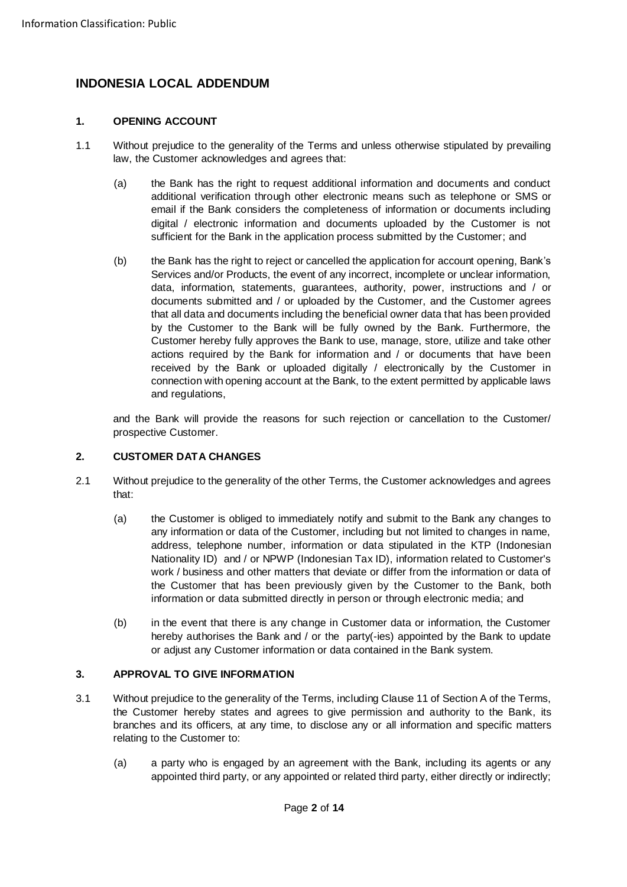## INDONESIA LOCAL ADDENDUM

### 1. OPENING ACCOUNT

1.1 Without prejudice to the generality of the Terms and unless otherwise stipulated by prevailing law, the Customer acknowledges and agrees that:

(a) the Bank has the right to request additional information and documents and conduct additional verification through other electronic means such as telephone or SMS or email if the Bank considers the completeness of information or documents including digital / electronic information and documents uploaded by the Customer is not sufficient for the Bank in the application process submitted by the Customer; and

(b) the Bank has the right to reject or cancelled the application for account opening, Bank's Services and/or Products, the event of any incorrect, incomplete or unclear information, data, information, statements, guarantees, authority, power, instructions and / or documents submitted and / or uploaded by the Customer, and the Customer agrees that all data and documents including the beneficial owner data that has been provided by the Customer to the Bank will be fully owned by the Bank. Furthermore, the Customer hereby fully approves the Bank to use, manage, store, utilize and take other actions required by the Bank for information and / or documents that have been received by the Bank or uploaded digitally / electronically by the Customer in connection with opening account at the Bank, to the extent permitted by applicable laws and regulations,

and the Bank will provide the reasons for such rejection or cancellation to the Customer/ prospective Customer.

### 2. CUSTOMER DATA CHANGES

2.1 Without prejudice to the generality of the other Terms, the Customer acknowledges and agrees that:

(a) the Customer is obliged to immediately notify and submit to the Bank any changes to any information or data of the Customer, including but not limited to changes in name, address, telephone number, information or data stipulated in the KTP (Indonesian Nationality ID) and / or NPWP (Indonesian Tax ID), information related to Customer's work / business and other matters that deviate or differ from the information or data of the Customer that has been previously given by the Customer to the Bank, both information or data submitted directly in person or through electronic media; and

(b) in the event that there is any change in Customer data or information, the Customer hereby authorises the Bank and / or the party(-ies) appointed by the Bank to update or adjust any Customer information or data contained in the Bank system.

### 3. APPROVAL TO GIVE INFORMATION

3.1 Without prejudice to the generality of the Terms, including Clause 11 of Section A of the Terms, the Customer hereby states and agrees to give permission and authority to the Bank, its branches and its officers, at any time, to disclose any or all information and specific matters relating to the Customer to:

(a) a party who is engaged by an agreement with the Bank, including its agents or any appointed third party, or any appointed or related third party, either directly or indirectly;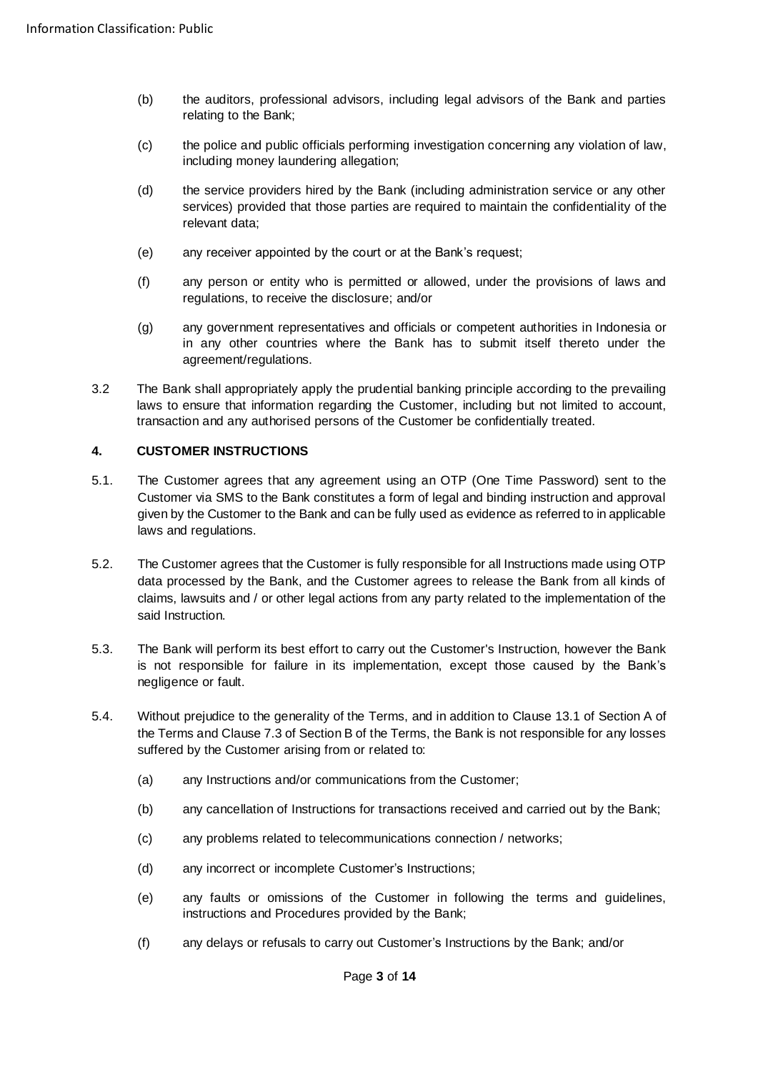(b) the auditors, professional advisors, including legal advisors of the Bank and parties relating to the Bank;

(c) the police and public officials performing investigation concerning any violation of law, including money laundering allegation;

(d) the service providers hired by the Bank (including administration service or any other services) provided that those parties are required to maintain the confidentiality of the relevant data;

(e) any receiver appointed by the court or at the Bank's request;

(f) any person or entity who is permitted or allowed, under the provisions of laws and regulations, to receive the disclosure; and/or

(g) any government representatives and officials or competent authorities in Indonesia or in any other countries where the Bank has to submit itself thereto under the agreement/regulations.

3.2 The Bank shall appropriately apply the prudential banking principle according to the prevailing laws to ensure that information regarding the Customer, including but not limited to account, transaction and any authorised persons of the Customer be confidentially treated.

## 4. CUSTOMER INSTRUCTIONS

5.1. The Customer agrees that any agreement using an OTP (One Time Password) sent to the Customer via SMS to the Bank constitutes a form of legal and binding instruction and approval given by the Customer to the Bank and can be fully used as evidence as referred to in applicable laws and regulations.

5.2. The Customer agrees that the Customer is fully responsible for all Instructions made using OTP data processed by the Bank, and the Customer agrees to release the Bank from all kinds of claims, lawsuits and / or other legal actions from any party related to the implementation of the said Instruction.

5.3. The Bank will perform its best effort to carry out the Customer's Instruction, however the Bank is not responsible for failure in its implementation, except those caused by the Bank's negligence or fault.

5.4. Without prejudice to the generality of the Terms, and in addition to Clause 13.1 of Section A of the Terms and Clause 7.3 of Section B of the Terms, the Bank is not responsible for any losses suffered by the Customer arising from or related to:

(a) any Instructions and/or communications from the Customer;

(b) any cancellation of Instructions for transactions received and carried out by the Bank;

(c) any problems related to telecommunications connection / networks;

(d) any incorrect or incomplete Customer's Instructions;

(e) any faults or omissions of the Customer in following the terms and guidelines, instructions and Procedures provided by the Bank;

(f) any delays or refusals to carry out Customer's Instructions by the Bank; and/or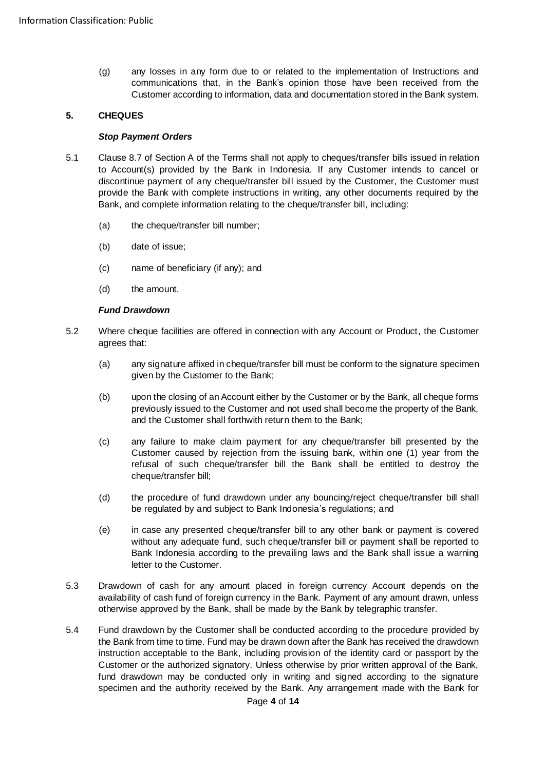(g) any losses in any form due to or related to the implementation of Instructions and communications that, in the Bank's opinion those have been received from the Customer according to information, data and documentation stored in the Bank system.

## 5. CHEQUES

***Stop Payment Orders***

5.1 Clause 8.7 of Section A of the Terms shall not apply to cheques/transfer bills issued in relation to Account(s) provided by the Bank in Indonesia. If any Customer intends to cancel or discontinue payment of any cheque/transfer bill issued by the Customer, the Customer must provide the Bank with complete instructions in writing, any other documents required by the Bank, and complete information relating to the cheque/transfer bill, including:

(a) the cheque/transfer bill number;

(b) date of issue;

(c) name of beneficiary (if any); and

(d) the amount.

***Fund Drawdown***

5.2 Where cheque facilities are offered in connection with any Account or Product, the Customer agrees that:

(a) any signature affixed in cheque/transfer bill must be conform to the signature specimen given by the Customer to the Bank;

(b) upon the closing of an Account either by the Customer or by the Bank, all cheque forms previously issued to the Customer and not used shall become the property of the Bank, and the Customer shall forthwith return them to the Bank;

(c) any failure to make claim payment for any cheque/transfer bill presented by the Customer caused by rejection from the issuing bank, within one (1) year from the refusal of such cheque/transfer bill the Bank shall be entitled to destroy the cheque/transfer bill;

(d) the procedure of fund drawdown under any bouncing/reject cheque/transfer bill shall be regulated by and subject to Bank Indonesia's regulations; and

(e) in case any presented cheque/transfer bill to any other bank or payment is covered without any adequate fund, such cheque/transfer bill or payment shall be reported to Bank Indonesia according to the prevailing laws and the Bank shall issue a warning letter to the Customer.

5.3 Drawdown of cash for any amount placed in foreign currency Account depends on the availability of cash fund of foreign currency in the Bank. Payment of any amount drawn, unless otherwise approved by the Bank, shall be made by the Bank by telegraphic transfer.

5.4 Fund drawdown by the Customer shall be conducted according to the procedure provided by the Bank from time to time. Fund may be drawn down after the Bank has received the drawdown instruction acceptable to the Bank, including provision of the identity card or passport by the Customer or the authorized signatory. Unless otherwise by prior written approval of the Bank, fund drawdown may be conducted only in writing and signed according to the signature specimen and the authority received by the Bank. Any arrangement made with the Bank for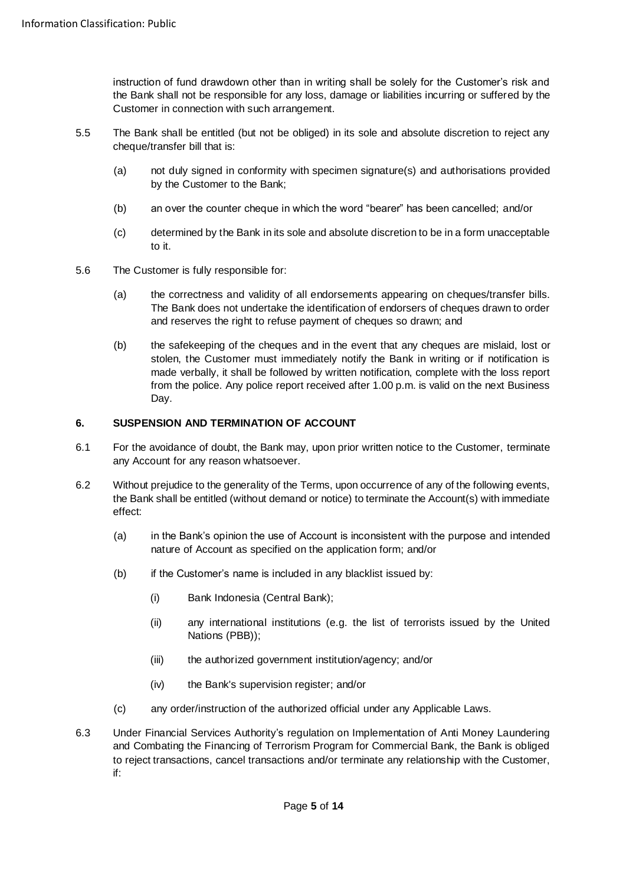instruction of fund drawdown other than in writing shall be solely for the Customer's risk and the Bank shall not be responsible for any loss, damage or liabilities incurring or suffered by the Customer in connection with such arrangement.

5.5 The Bank shall be entitled (but not be obliged) in its sole and absolute discretion to reject any cheque/transfer bill that is:

(a) not duly signed in conformity with specimen signature(s) and authorisations provided by the Customer to the Bank;

(b) an over the counter cheque in which the word "bearer" has been cancelled; and/or

(c) determined by the Bank in its sole and absolute discretion to be in a form unacceptable to it.

5.6 The Customer is fully responsible for:

(a) the correctness and validity of all endorsements appearing on cheques/transfer bills. The Bank does not undertake the identification of endorsers of cheques drawn to order and reserves the right to refuse payment of cheques so drawn; and

(b) the safekeeping of the cheques and in the event that any cheques are mislaid, lost or stolen, the Customer must immediately notify the Bank in writing or if notification is made verbally, it shall be followed by written notification, complete with the loss report from the police. Any police report received after 1.00 p.m. is valid on the next Business Day.

## 6. SUSPENSION AND TERMINATION OF ACCOUNT

6.1 For the avoidance of doubt, the Bank may, upon prior written notice to the Customer, terminate any Account for any reason whatsoever.

6.2 Without prejudice to the generality of the Terms, upon occurrence of any of the following events, the Bank shall be entitled (without demand or notice) to terminate the Account(s) with immediate effect:

(a) in the Bank's opinion the use of Account is inconsistent with the purpose and intended nature of Account as specified on the application form; and/or

(b) if the Customer's name is included in any blacklist issued by:

(i) Bank Indonesia (Central Bank);

(ii) any international institutions (e.g. the list of terrorists issued by the United Nations (PBB));

(iii) the authorized government institution/agency; and/or

(iv) the Bank's supervision register; and/or

(c) any order/instruction of the authorized official under any Applicable Laws.

6.3 Under Financial Services Authority's regulation on Implementation of Anti Money Laundering and Combating the Financing of Terrorism Program for Commercial Bank, the Bank is obliged to reject transactions, cancel transactions and/or terminate any relationship with the Customer, if: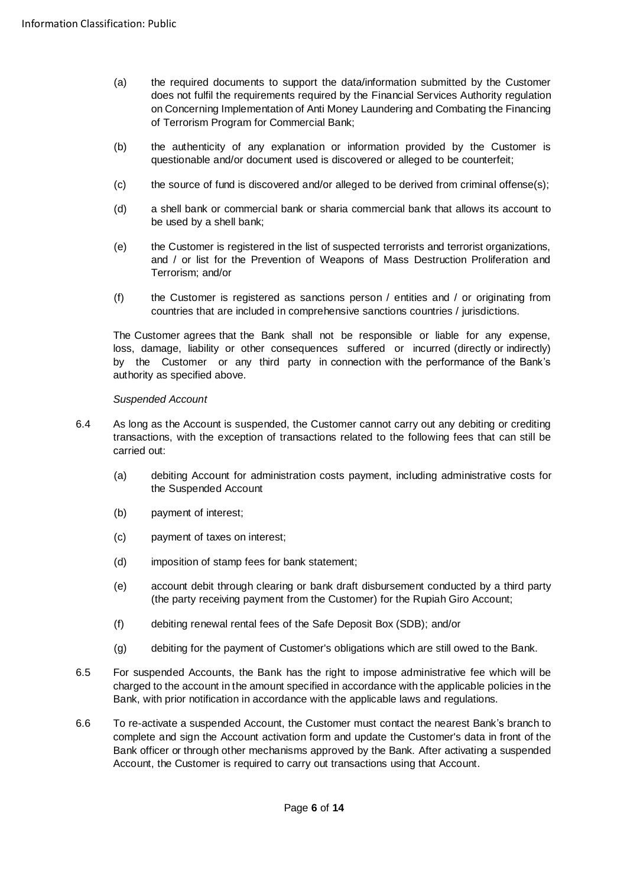(a) the required documents to support the data/information submitted by the Customer does not fulfil the requirements required by the Financial Services Authority regulation on Concerning Implementation of Anti Money Laundering and Combating the Financing of Terrorism Program for Commercial Bank;

(b) the authenticity of any explanation or information provided by the Customer is questionable and/or document used is discovered or alleged to be counterfeit;

(c) the source of fund is discovered and/or alleged to be derived from criminal offense(s);

(d) a shell bank or commercial bank or sharia commercial bank that allows its account to be used by a shell bank;

(e) the Customer is registered in the list of suspected terrorists and terrorist organizations, and / or list for the Prevention of Weapons of Mass Destruction Proliferation and Terrorism; and/or

(f) the Customer is registered as sanctions person / entities and / or originating from countries that are included in comprehensive sanctions countries / jurisdictions.

The Customer agrees that the Bank shall not be responsible or liable for any expense, loss, damage, liability or other consequences suffered or incurred (directly or indirectly) by the Customer or any third party in connection with the performance of the Bank's authority as specified above.

*Suspended Account*

6.4 As long as the Account is suspended, the Customer cannot carry out any debiting or crediting transactions, with the exception of transactions related to the following fees that can still be carried out:

(a) debiting Account for administration costs payment, including administrative costs for the Suspended Account

(b) payment of interest;

(c) payment of taxes on interest;

(d) imposition of stamp fees for bank statement;

(e) account debit through clearing or bank draft disbursement conducted by a third party (the party receiving payment from the Customer) for the Rupiah Giro Account;

(f) debiting renewal rental fees of the Safe Deposit Box (SDB); and/or

(g) debiting for the payment of Customer's obligations which are still owed to the Bank.

6.5 For suspended Accounts, the Bank has the right to impose administrative fee which will be charged to the account in the amount specified in accordance with the applicable policies in the Bank, with prior notification in accordance with the applicable laws and regulations.

6.6 To re-activate a suspended Account, the Customer must contact the nearest Bank's branch to complete and sign the Account activation form and update the Customer's data in front of the Bank officer or through other mechanisms approved by the Bank. After activating a suspended Account, the Customer is required to carry out transactions using that Account.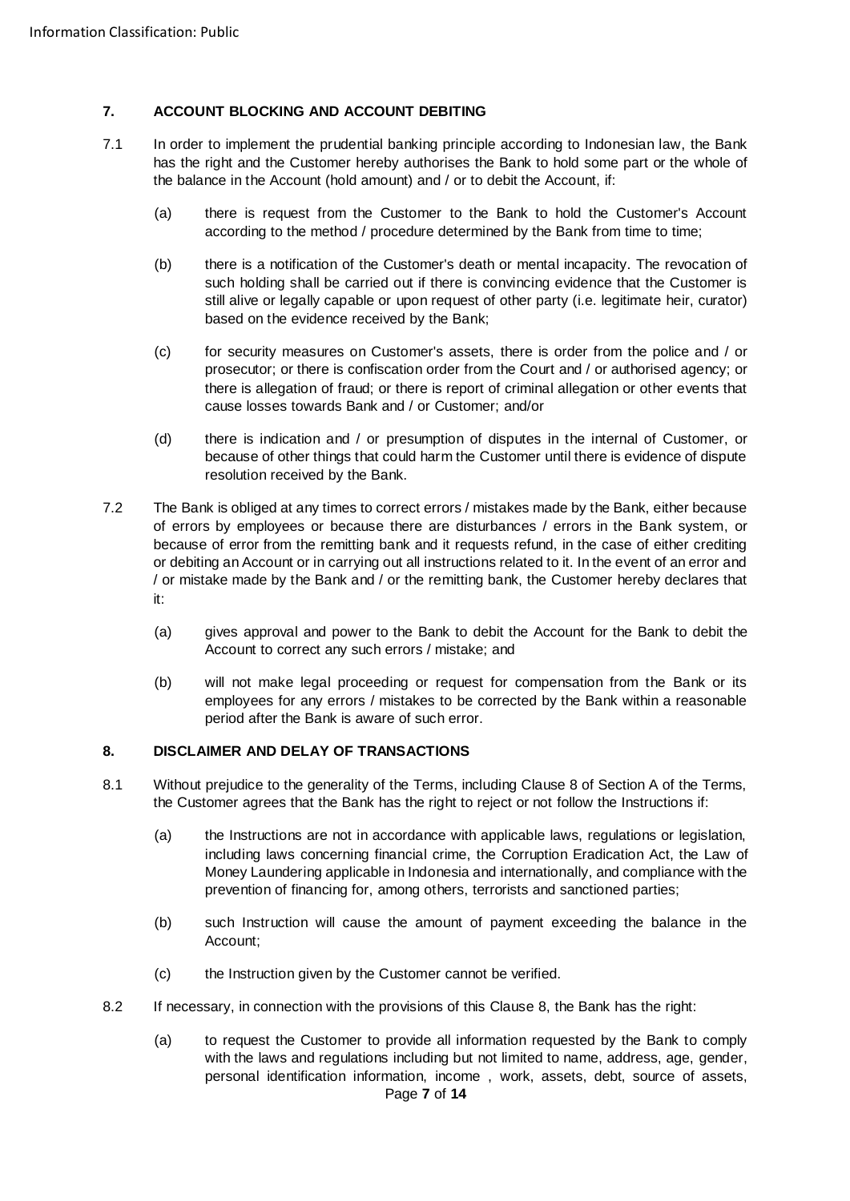## 7. ACCOUNT BLOCKING AND ACCOUNT DEBITING

7.1 In order to implement the prudential banking principle according to Indonesian law, the Bank has the right and the Customer hereby authorises the Bank to hold some part or the whole of the balance in the Account (hold amount) and / or to debit the Account, if:

(a) there is request from the Customer to the Bank to hold the Customer's Account according to the method / procedure determined by the Bank from time to time;

(b) there is a notification of the Customer's death or mental incapacity. The revocation of such holding shall be carried out if there is convincing evidence that the Customer is still alive or legally capable or upon request of other party (i.e. legitimate heir, curator) based on the evidence received by the Bank;

(c) for security measures on Customer's assets, there is order from the police and / or prosecutor; or there is confiscation order from the Court and / or authorised agency; or there is allegation of fraud; or there is report of criminal allegation or other events that cause losses towards Bank and / or Customer; and/or

(d) there is indication and / or presumption of disputes in the internal of Customer, or because of other things that could harm the Customer until there is evidence of dispute resolution received by the Bank.

7.2 The Bank is obliged at any times to correct errors / mistakes made by the Bank, either because of errors by employees or because there are disturbances / errors in the Bank system, or because of error from the remitting bank and it requests refund, in the case of either crediting or debiting an Account or in carrying out all instructions related to it. In the event of an error and / or mistake made by the Bank and / or the remitting bank, the Customer hereby declares that it:

(a) gives approval and power to the Bank to debit the Account for the Bank to debit the Account to correct any such errors / mistake; and

(b) will not make legal proceeding or request for compensation from the Bank or its employees for any errors / mistakes to be corrected by the Bank within a reasonable period after the Bank is aware of such error.

## 8. DISCLAIMER AND DELAY OF TRANSACTIONS

8.1 Without prejudice to the generality of the Terms, including Clause 8 of Section A of the Terms, the Customer agrees that the Bank has the right to reject or not follow the Instructions if:

(a) the Instructions are not in accordance with applicable laws, regulations or legislation, including laws concerning financial crime, the Corruption Eradication Act, the Law of Money Laundering applicable in Indonesia and internationally, and compliance with the prevention of financing for, among others, terrorists and sanctioned parties;

(b) such Instruction will cause the amount of payment exceeding the balance in the Account;

(c) the Instruction given by the Customer cannot be verified.

8.2 If necessary, in connection with the provisions of this Clause 8, the Bank has the right:

(a) to request the Customer to provide all information requested by the Bank to comply with the laws and regulations including but not limited to name, address, age, gender, personal identification information, income , work, assets, debt, source of assets,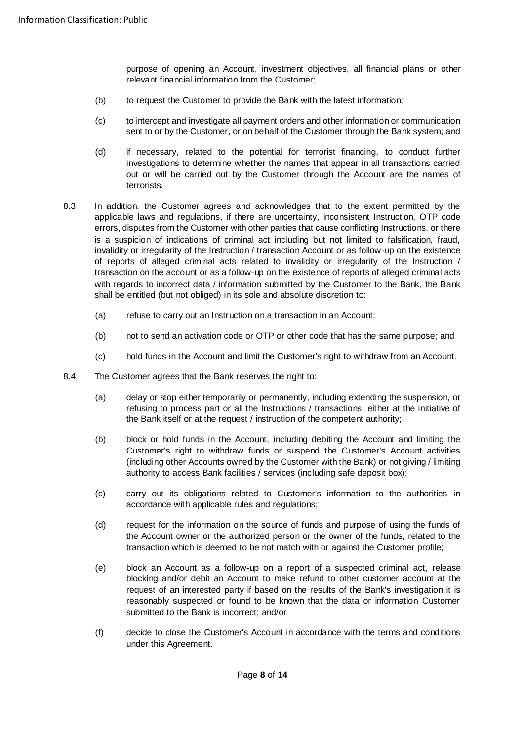purpose of opening an Account, investment objectives, all financial plans or other relevant financial information from the Customer;

(b) to request the Customer to provide the Bank with the latest information;

(c) to intercept and investigate all payment orders and other information or communication sent to or by the Customer, or on behalf of the Customer through the Bank system; and

(d) if necessary, related to the potential for terrorist financing, to conduct further investigations to determine whether the names that appear in all transactions carried out or will be carried out by the Customer through the Account are the names of terrorists.

8.3 In addition, the Customer agrees and acknowledges that to the extent permitted by the applicable laws and regulations, if there are uncertainty, inconsistent Instruction, OTP code errors, disputes from the Customer with other parties that cause conflicting Instructions, or there is a suspicion of indications of criminal act including but not limited to falsification, fraud, invalidity or irregularity of the Instruction / transaction Account or as follow-up on the existence of reports of alleged criminal acts related to invalidity or irregularity of the Instruction / transaction on the account or as a follow-up on the existence of reports of alleged criminal acts with regards to incorrect data / information submitted by the Customer to the Bank, the Bank shall be entitled (but not obliged) in its sole and absolute discretion to:

(a) refuse to carry out an Instruction on a transaction in an Account;

(b) not to send an activation code or OTP or other code that has the same purpose; and

(c) hold funds in the Account and limit the Customer's right to withdraw from an Account.

8.4 The Customer agrees that the Bank reserves the right to:

(a) delay or stop either temporarily or permanently, including extending the suspension, or refusing to process part or all the Instructions / transactions, either at the initiative of the Bank itself or at the request / instruction of the competent authority;

(b) block or hold funds in the Account, including debiting the Account and limiting the Customer's right to withdraw funds or suspend the Customer's Account activities (including other Accounts owned by the Customer with the Bank) or not giving / limiting authority to access Bank facilities / services (including safe deposit box);

(c) carry out its obligations related to Customer's information to the authorities in accordance with applicable rules and regulations;

(d) request for the information on the source of funds and purpose of using the funds of the Account owner or the authorized person or the owner of the funds, related to the transaction which is deemed to be not match with or against the Customer profile;

(e) block an Account as a follow-up on a report of a suspected criminal act, release blocking and/or debit an Account to make refund to other customer account at the request of an interested party if based on the results of the Bank's investigation it is reasonably suspected or found to be known that the data or information Customer submitted to the Bank is incorrect; and/or

(f) decide to close the Customer's Account in accordance with the terms and conditions under this Agreement.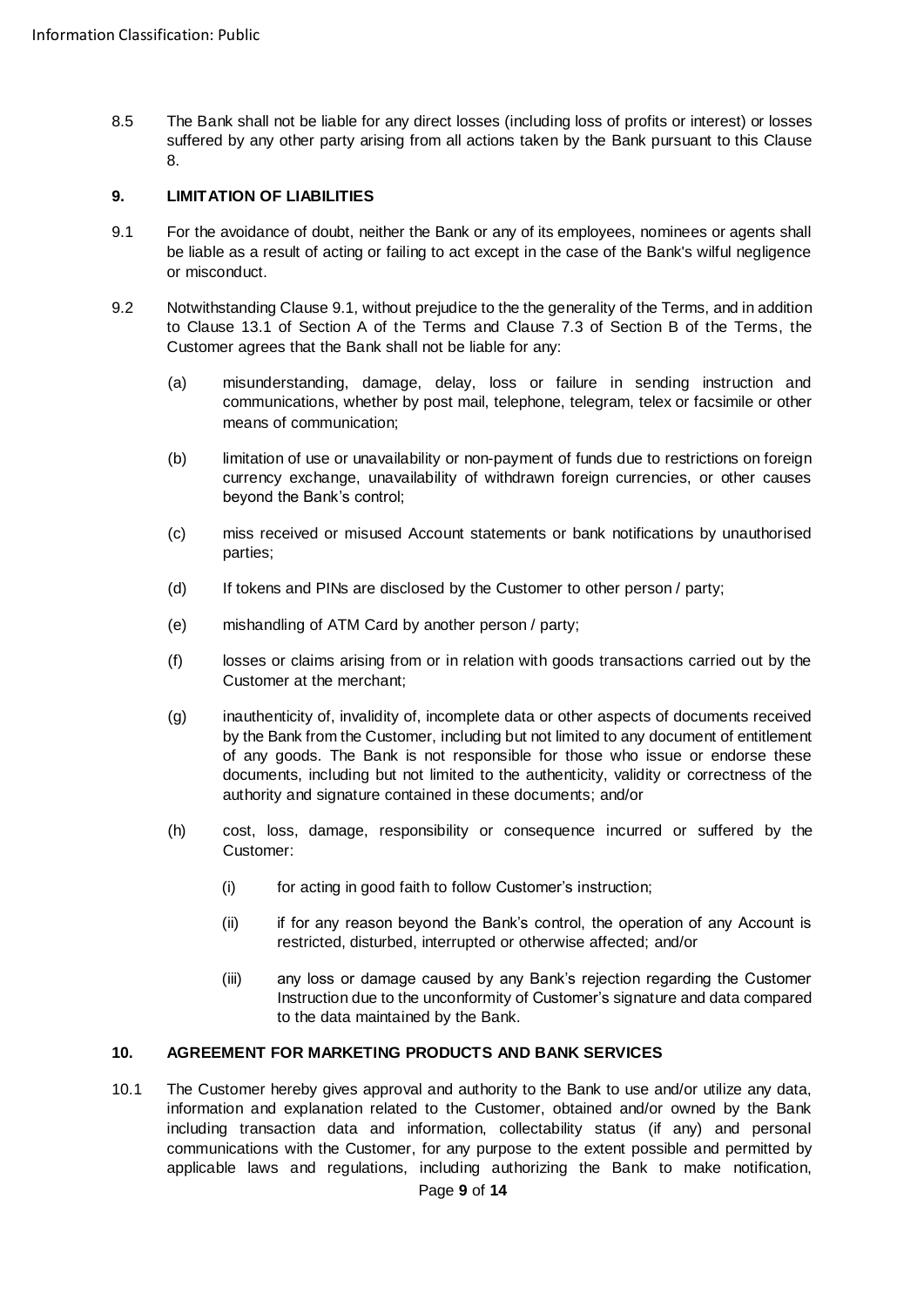8.5 The Bank shall not be liable for any direct losses (including loss of profits or interest) or losses suffered by any other party arising from all actions taken by the Bank pursuant to this Clause 8.

## 9. LIMITATION OF LIABILITIES

9.1 For the avoidance of doubt, neither the Bank or any of its employees, nominees or agents shall be liable as a result of acting or failing to act except in the case of the Bank's wilful negligence or misconduct.

9.2 Notwithstanding Clause 9.1, without prejudice to the the generality of the Terms, and in addition to Clause 13.1 of Section A of the Terms and Clause 7.3 of Section B of the Terms, the Customer agrees that the Bank shall not be liable for any:

(a) misunderstanding, damage, delay, loss or failure in sending instruction and communications, whether by post mail, telephone, telegram, telex or facsimile or other means of communication;

(b) limitation of use or unavailability or non-payment of funds due to restrictions on foreign currency exchange, unavailability of withdrawn foreign currencies, or other causes beyond the Bank's control;

(c) miss received or misused Account statements or bank notifications by unauthorised parties;

(d) If tokens and PINs are disclosed by the Customer to other person / party;

(e) mishandling of ATM Card by another person / party;

(f) losses or claims arising from or in relation with goods transactions carried out by the Customer at the merchant;

(g) inauthenticity of, invalidity of, incomplete data or other aspects of documents received by the Bank from the Customer, including but not limited to any document of entitlement of any goods. The Bank is not responsible for those who issue or endorse these documents, including but not limited to the authenticity, validity or correctness of the authority and signature contained in these documents; and/or

(h) cost, loss, damage, responsibility or consequence incurred or suffered by the Customer:

(i) for acting in good faith to follow Customer's instruction;

(ii) if for any reason beyond the Bank's control, the operation of any Account is restricted, disturbed, interrupted or otherwise affected; and/or

(iii) any loss or damage caused by any Bank's rejection regarding the Customer Instruction due to the unconformity of Customer's signature and data compared to the data maintained by the Bank.

## 10. AGREEMENT FOR MARKETING PRODUCTS AND BANK SERVICES

10.1 The Customer hereby gives approval and authority to the Bank to use and/or utilize any data, information and explanation related to the Customer, obtained and/or owned by the Bank including transaction data and information, collectability status (if any) and personal communications with the Customer, for any purpose to the extent possible and permitted by applicable laws and regulations, including authorizing the Bank to make notification,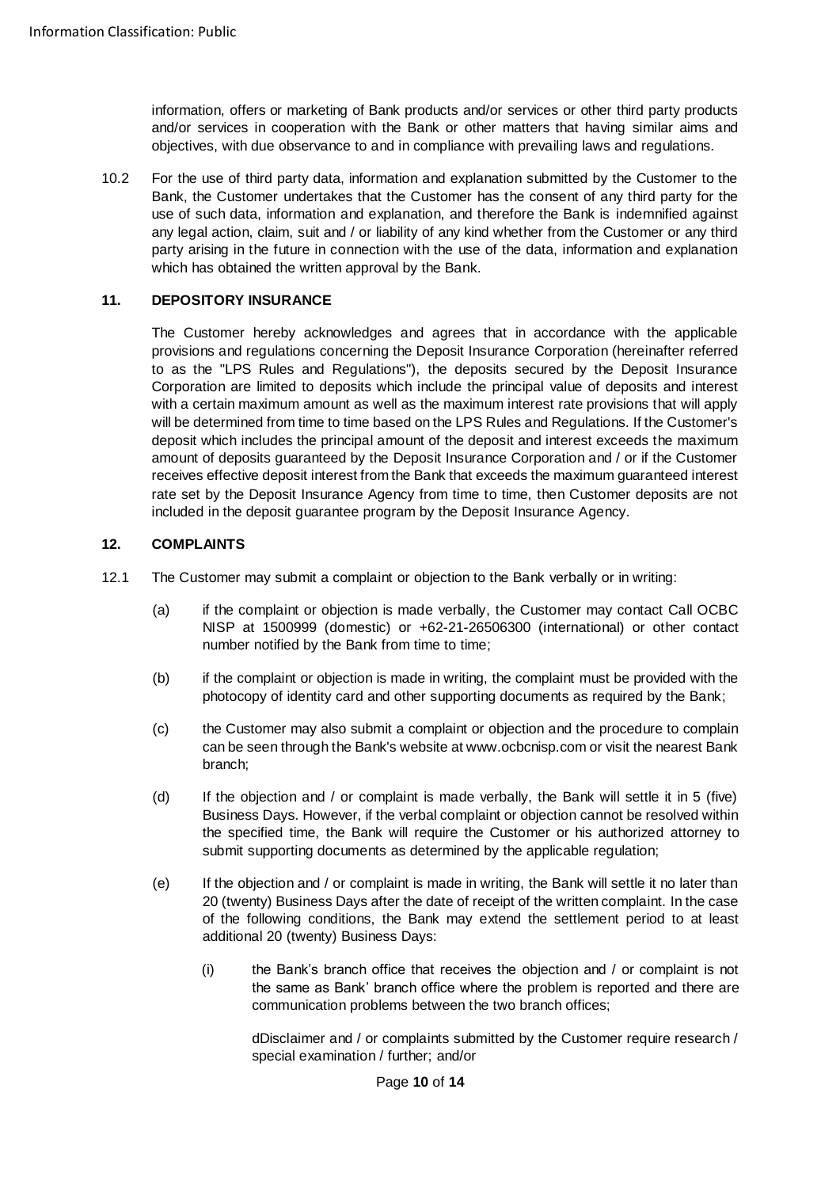information, offers or marketing of Bank products and/or services or other third party products and/or services in cooperation with the Bank or other matters that having similar aims and objectives, with due observance to and in compliance with prevailing laws and regulations.

10.2 For the use of third party data, information and explanation submitted by the Customer to the Bank, the Customer undertakes that the Customer has the consent of any third party for the use of such data, information and explanation, and therefore the Bank is indemnified against any legal action, claim, suit and / or liability of any kind whether from the Customer or any third party arising in the future in connection with the use of the data, information and explanation which has obtained the written approval by the Bank.

## 11. DEPOSITORY INSURANCE

The Customer hereby acknowledges and agrees that in accordance with the applicable provisions and regulations concerning the Deposit Insurance Corporation (hereinafter referred to as the "LPS Rules and Regulations"), the deposits secured by the Deposit Insurance Corporation are limited to deposits which include the principal value of deposits and interest with a certain maximum amount as well as the maximum interest rate provisions that will apply will be determined from time to time based on the LPS Rules and Regulations. If the Customer's deposit which includes the principal amount of the deposit and interest exceeds the maximum amount of deposits guaranteed by the Deposit Insurance Corporation and / or if the Customer receives effective deposit interest from the Bank that exceeds the maximum guaranteed interest rate set by the Deposit Insurance Agency from time to time, then Customer deposits are not included in the deposit guarantee program by the Deposit Insurance Agency.

## 12. COMPLAINTS

12.1 The Customer may submit a complaint or objection to the Bank verbally or in writing:

(a) if the complaint or objection is made verbally, the Customer may contact Call OCBC NISP at 1500999 (domestic) or +62-21-26506300 (international) or other contact number notified by the Bank from time to time;

(b) if the complaint or objection is made in writing, the complaint must be provided with the photocopy of identity card and other supporting documents as required by the Bank;

(c) the Customer may also submit a complaint or objection and the procedure to complain can be seen through the Bank's website at www.ocbcnisp.com or visit the nearest Bank branch;

(d) If the objection and / or complaint is made verbally, the Bank will settle it in 5 (five) Business Days. However, if the verbal complaint or objection cannot be resolved within the specified time, the Bank will require the Customer or his authorized attorney to submit supporting documents as determined by the applicable regulation;

(e) If the objection and / or complaint is made in writing, the Bank will settle it no later than 20 (twenty) Business Days after the date of receipt of the written complaint. In the case of the following conditions, the Bank may extend the settlement period to at least additional 20 (twenty) Business Days:

(i) the Bank's branch office that receives the objection and / or complaint is not the same as Bank' branch office where the problem is reported and there are communication problems between the two branch offices;

dDisclaimer and / or complaints submitted by the Customer require research / special examination / further; and/or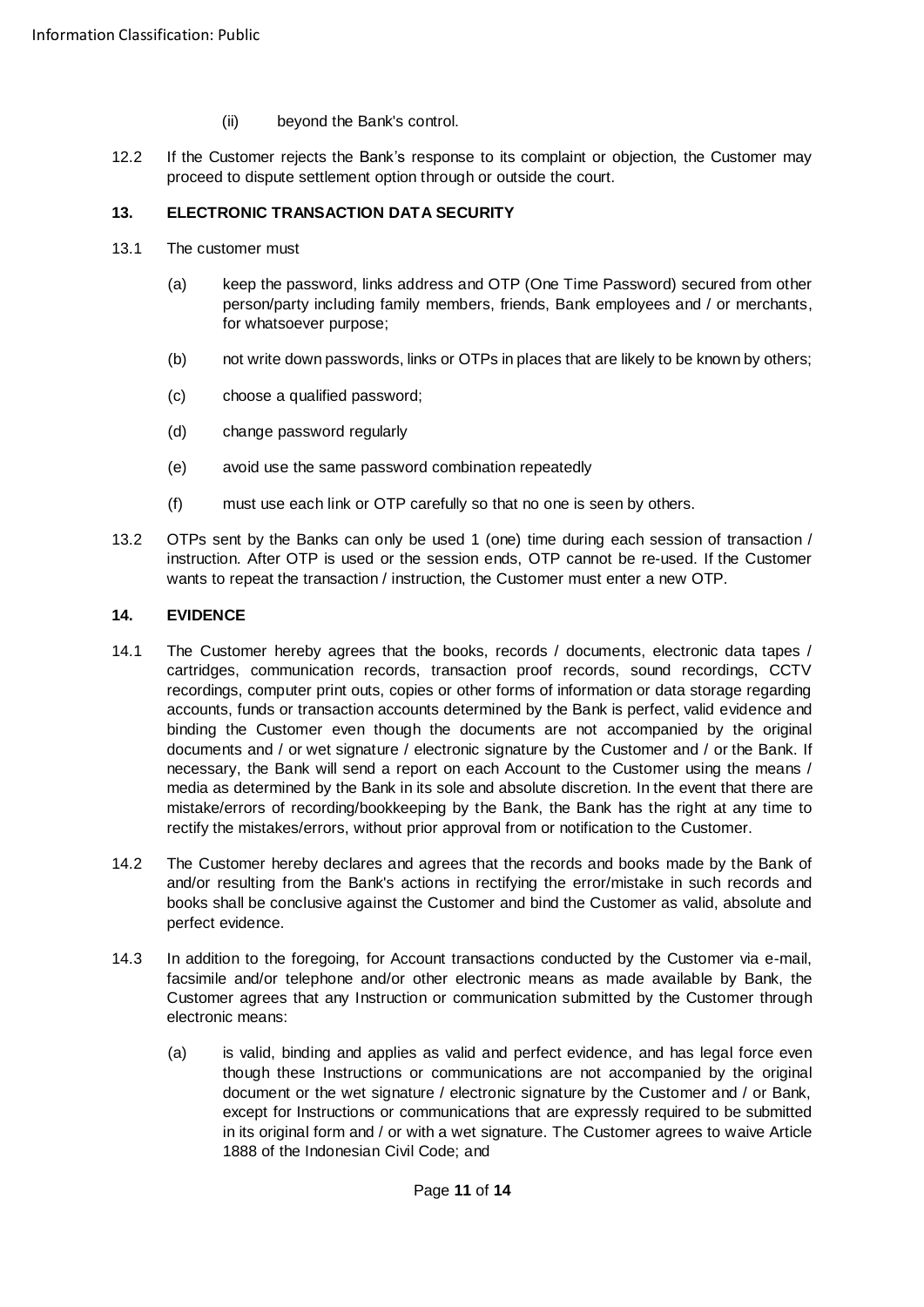(ii) beyond the Bank's control.

12.2 If the Customer rejects the Bank's response to its complaint or objection, the Customer may proceed to dispute settlement option through or outside the court.

### 13. ELECTRONIC TRANSACTION DATA SECURITY

13.1 The customer must

(a) keep the password, links address and OTP (One Time Password) secured from other person/party including family members, friends, Bank employees and / or merchants, for whatsoever purpose;

(b) not write down passwords, links or OTPs in places that are likely to be known by others;

(c) choose a qualified password;

(d) change password regularly

(e) avoid use the same password combination repeatedly

(f) must use each link or OTP carefully so that no one is seen by others.

13.2 OTPs sent by the Banks can only be used 1 (one) time during each session of transaction / instruction. After OTP is used or the session ends, OTP cannot be re-used. If the Customer wants to repeat the transaction / instruction, the Customer must enter a new OTP.

### 14. EVIDENCE

14.1 The Customer hereby agrees that the books, records / documents, electronic data tapes / cartridges, communication records, transaction proof records, sound recordings, CCTV recordings, computer print outs, copies or other forms of information or data storage regarding accounts, funds or transaction accounts determined by the Bank is perfect, valid evidence and binding the Customer even though the documents are not accompanied by the original documents and / or wet signature / electronic signature by the Customer and / or the Bank. If necessary, the Bank will send a report on each Account to the Customer using the means / media as determined by the Bank in its sole and absolute discretion. In the event that there are mistake/errors of recording/bookkeeping by the Bank, the Bank has the right at any time to rectify the mistakes/errors, without prior approval from or notification to the Customer.

14.2 The Customer hereby declares and agrees that the records and books made by the Bank of and/or resulting from the Bank's actions in rectifying the error/mistake in such records and books shall be conclusive against the Customer and bind the Customer as valid, absolute and perfect evidence.

14.3 In addition to the foregoing, for Account transactions conducted by the Customer via e-mail, facsimile and/or telephone and/or other electronic means as made available by Bank, the Customer agrees that any Instruction or communication submitted by the Customer through electronic means:

(a) is valid, binding and applies as valid and perfect evidence, and has legal force even though these Instructions or communications are not accompanied by the original document or the wet signature / electronic signature by the Customer and / or Bank, except for Instructions or communications that are expressly required to be submitted in its original form and / or with a wet signature. The Customer agrees to waive Article 1888 of the Indonesian Civil Code; and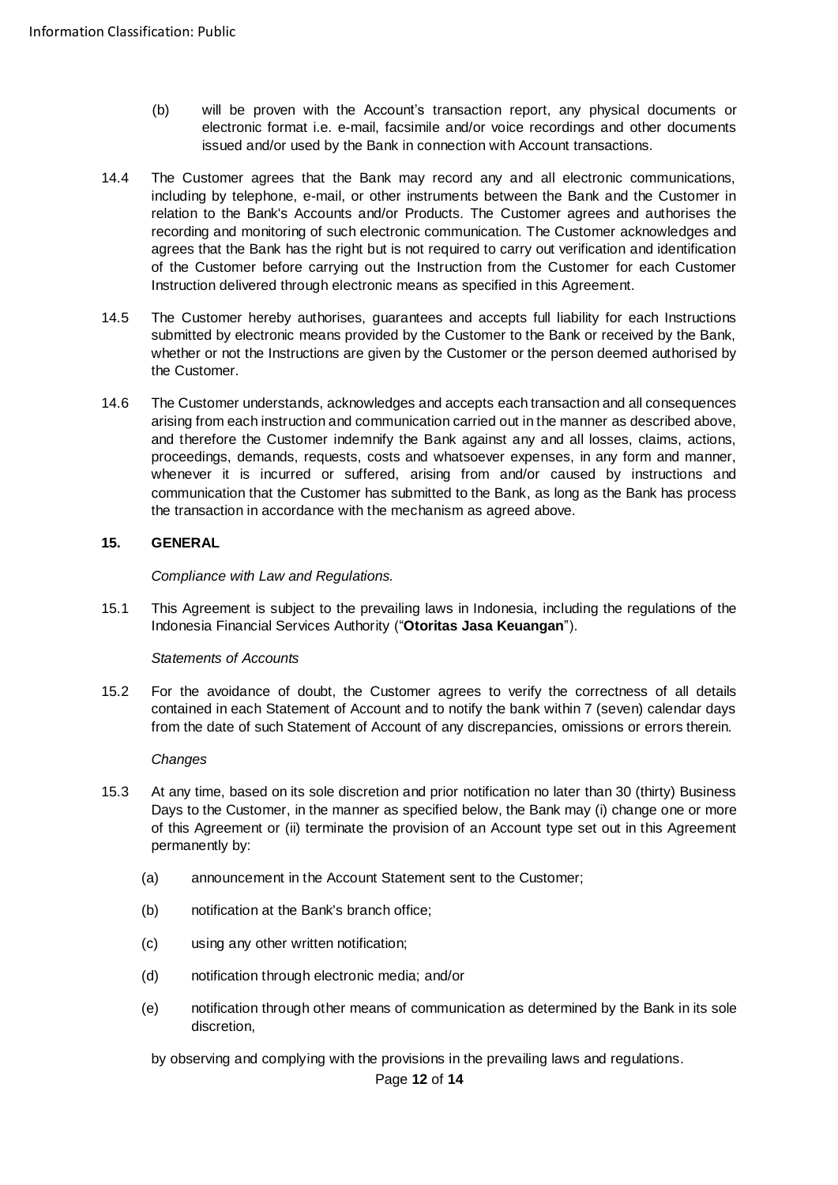(b) will be proven with the Account's transaction report, any physical documents or electronic format i.e. e-mail, facsimile and/or voice recordings and other documents issued and/or used by the Bank in connection with Account transactions.

14.4 The Customer agrees that the Bank may record any and all electronic communications, including by telephone, e-mail, or other instruments between the Bank and the Customer in relation to the Bank's Accounts and/or Products. The Customer agrees and authorises the recording and monitoring of such electronic communication. The Customer acknowledges and agrees that the Bank has the right but is not required to carry out verification and identification of the Customer before carrying out the Instruction from the Customer for each Customer Instruction delivered through electronic means as specified in this Agreement.

14.5 The Customer hereby authorises, guarantees and accepts full liability for each Instructions submitted by electronic means provided by the Customer to the Bank or received by the Bank, whether or not the Instructions are given by the Customer or the person deemed authorised by the Customer.

14.6 The Customer understands, acknowledges and accepts each transaction and all consequences arising from each instruction and communication carried out in the manner as described above, and therefore the Customer indemnify the Bank against any and all losses, claims, actions, proceedings, demands, requests, costs and whatsoever expenses, in any form and manner, whenever it is incurred or suffered, arising from and/or caused by instructions and communication that the Customer has submitted to the Bank, as long as the Bank has process the transaction in accordance with the mechanism as agreed above.

## 15. GENERAL

*Compliance with Law and Regulations.*

15.1 This Agreement is subject to the prevailing laws in Indonesia, including the regulations of the Indonesia Financial Services Authority ("**Otoritas Jasa Keuangan**").

*Statements of Accounts*

15.2 For the avoidance of doubt, the Customer agrees to verify the correctness of all details contained in each Statement of Account and to notify the bank within 7 (seven) calendar days from the date of such Statement of Account of any discrepancies, omissions or errors therein.

*Changes*

15.3 At any time, based on its sole discretion and prior notification no later than 30 (thirty) Business Days to the Customer, in the manner as specified below, the Bank may (i) change one or more of this Agreement or (ii) terminate the provision of an Account type set out in this Agreement permanently by:

(a) announcement in the Account Statement sent to the Customer;

(b) notification at the Bank's branch office;

(c) using any other written notification;

(d) notification through electronic media; and/or

(e) notification through other means of communication as determined by the Bank in its sole discretion,

by observing and complying with the provisions in the prevailing laws and regulations.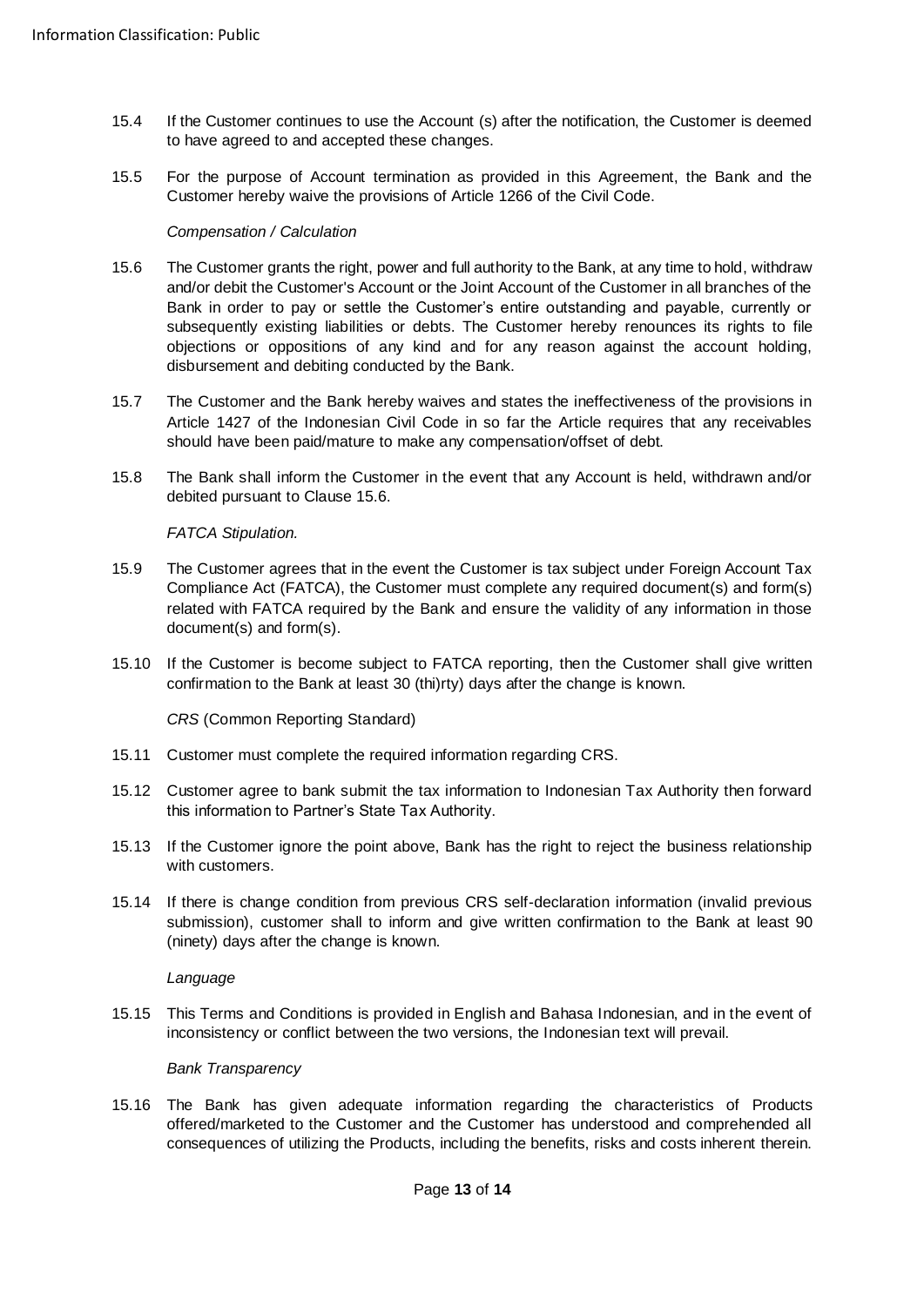15.4 If the Customer continues to use the Account (s) after the notification, the Customer is deemed to have agreed to and accepted these changes.

15.5 For the purpose of Account termination as provided in this Agreement, the Bank and the Customer hereby waive the provisions of Article 1266 of the Civil Code.

*Compensation / Calculation*

15.6 The Customer grants the right, power and full authority to the Bank, at any time to hold, withdraw and/or debit the Customer's Account or the Joint Account of the Customer in all branches of the Bank in order to pay or settle the Customer's entire outstanding and payable, currently or subsequently existing liabilities or debts. The Customer hereby renounces its rights to file objections or oppositions of any kind and for any reason against the account holding, disbursement and debiting conducted by the Bank.

15.7 The Customer and the Bank hereby waives and states the ineffectiveness of the provisions in Article 1427 of the Indonesian Civil Code in so far the Article requires that any receivables should have been paid/mature to make any compensation/offset of debt.

15.8 The Bank shall inform the Customer in the event that any Account is held, withdrawn and/or debited pursuant to Clause 15.6.

*FATCA Stipulation.*

15.9 The Customer agrees that in the event the Customer is tax subject under Foreign Account Tax Compliance Act (FATCA), the Customer must complete any required document(s) and form(s) related with FATCA required by the Bank and ensure the validity of any information in those document(s) and form(s).

15.10 If the Customer is become subject to FATCA reporting, then the Customer shall give written confirmation to the Bank at least 30 (thi)rty) days after the change is known.

*CRS* (Common Reporting Standard)

15.11 Customer must complete the required information regarding CRS.

15.12 Customer agree to bank submit the tax information to Indonesian Tax Authority then forward this information to Partner's State Tax Authority.

15.13 If the Customer ignore the point above, Bank has the right to reject the business relationship with customers.

15.14 If there is change condition from previous CRS self-declaration information (invalid previous submission), customer shall to inform and give written confirmation to the Bank at least 90 (ninety) days after the change is known.

*Language*

15.15 This Terms and Conditions is provided in English and Bahasa Indonesian, and in the event of inconsistency or conflict between the two versions, the Indonesian text will prevail.

*Bank Transparency*

15.16 The Bank has given adequate information regarding the characteristics of Products offered/marketed to the Customer and the Customer has understood and comprehended all consequences of utilizing the Products, including the benefits, risks and costs inherent therein.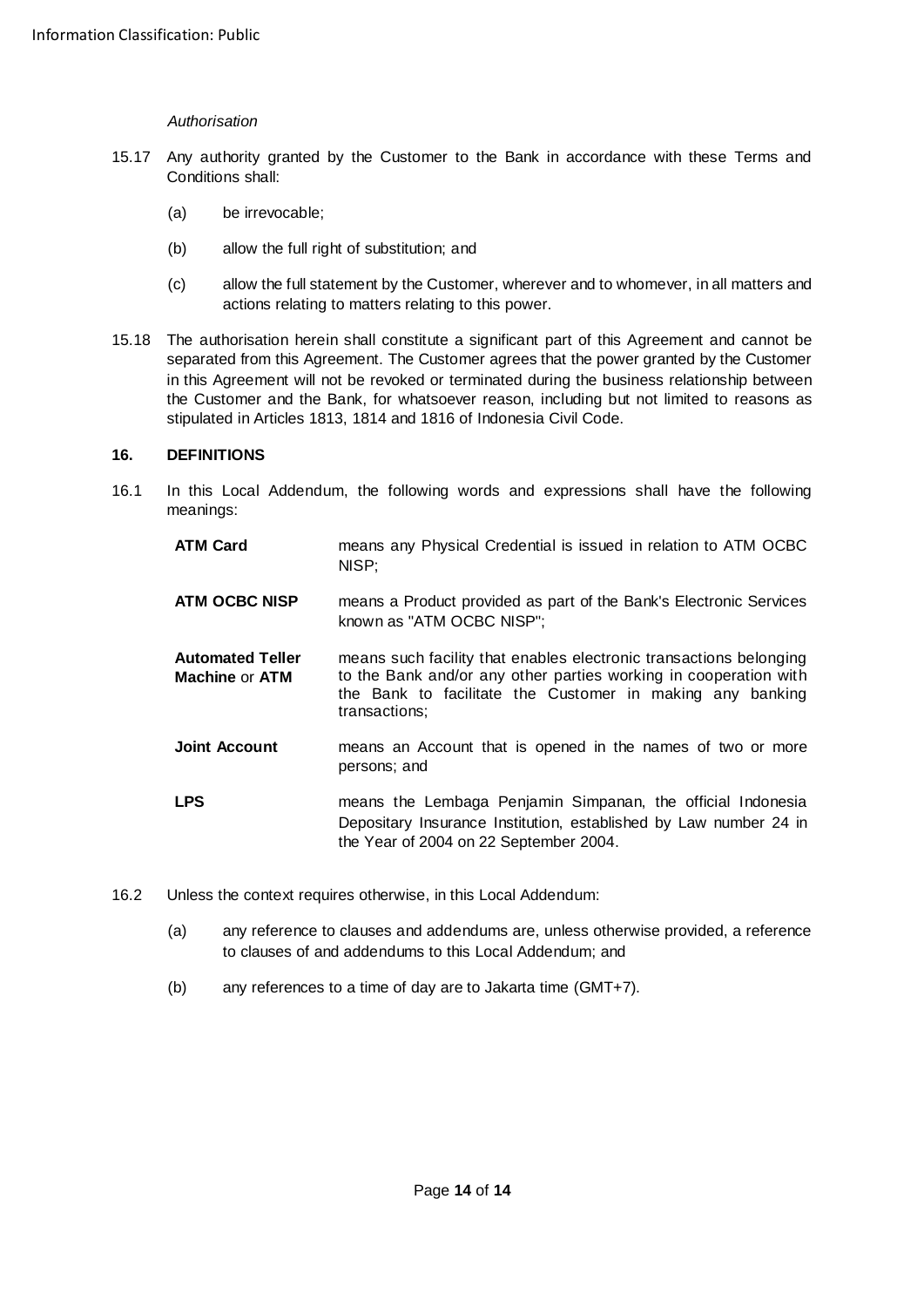*Authorisation*

15.17 Any authority granted by the Customer to the Bank in accordance with these Terms and Conditions shall:

(a) be irrevocable;

(b) allow the full right of substitution; and

(c) allow the full statement by the Customer, wherever and to whomever, in all matters and actions relating to matters relating to this power.

15.18 The authorisation herein shall constitute a significant part of this Agreement and cannot be separated from this Agreement. The Customer agrees that the power granted by the Customer in this Agreement will not be revoked or terminated during the business relationship between the Customer and the Bank, for whatsoever reason, including but not limited to reasons as stipulated in Articles 1813, 1814 and 1816 of Indonesia Civil Code.

## 16. DEFINITIONS

16.1 In this Local Addendum, the following words and expressions shall have the following meanings:

| | |
|---|---|
| **ATM Card** | means any Physical Credential is issued in relation to ATM OCBC NISP; |
| **ATM OCBC NISP** | means a Product provided as part of the Bank's Electronic Services known as "ATM OCBC NISP"; |
| **Automated Teller Machine** or **ATM** | means such facility that enables electronic transactions belonging to the Bank and/or any other parties working in cooperation with the Bank to facilitate the Customer in making any banking transactions; |
| **Joint Account** | means an Account that is opened in the names of two or more persons; and |
| **LPS** | means the Lembaga Penjamin Simpanan, the official Indonesia Depositary Insurance Institution, established by Law number 24 in the Year of 2004 on 22 September 2004. |

16.2 Unless the context requires otherwise, in this Local Addendum:

(a) any reference to clauses and addendums are, unless otherwise provided, a reference to clauses of and addendums to this Local Addendum; and

(b) any references to a time of day are to Jakarta time (GMT+7).